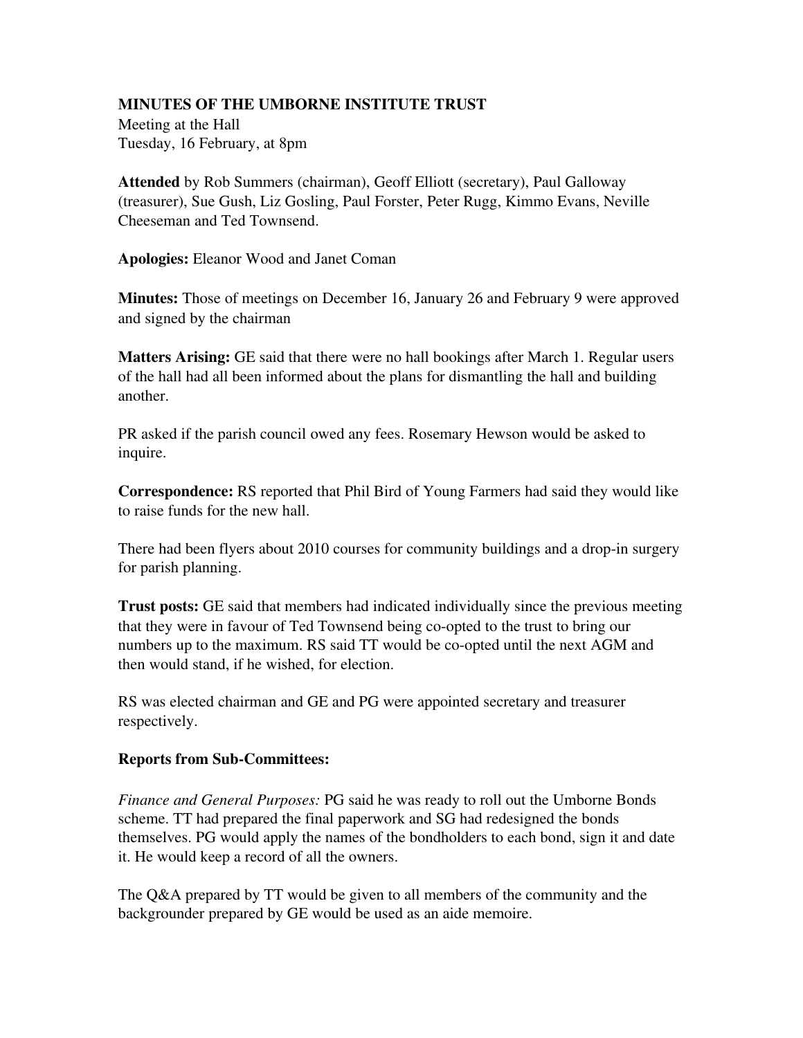## MINUTES OF THE UMBORNE INSTITUTE TRUST

Meeting at the Hall
Tuesday, 16 February, at 8pm

**Attended** by Rob Summers (chairman), Geoff Elliott (secretary), Paul Galloway (treasurer), Sue Gush, Liz Gosling, Paul Forster, Peter Rugg, Kimmo Evans, Neville Cheeseman and Ted Townsend.

**Apologies:** Eleanor Wood and Janet Coman

**Minutes:** Those of meetings on December 16, January 26 and February 9 were approved and signed by the chairman

**Matters Arising:** GE said that there were no hall bookings after March 1. Regular users of the hall had all been informed about the plans for dismantling the hall and building another.

PR asked if the parish council owed any fees. Rosemary Hewson would be asked to inquire.

**Correspondence:** RS reported that Phil Bird of Young Farmers had said they would like to raise funds for the new hall.

There had been flyers about 2010 courses for community buildings and a drop-in surgery for parish planning.

**Trust posts:** GE said that members had indicated individually since the previous meeting that they were in favour of Ted Townsend being co-opted to the trust to bring our numbers up to the maximum. RS said TT would be co-opted until the next AGM and then would stand, if he wished, for election.

RS was elected chairman and GE and PG were appointed secretary and treasurer respectively.

### Reports from Sub-Committees:

*Finance and General Purposes:* PG said he was ready to roll out the Umborne Bonds scheme. TT had prepared the final paperwork and SG had redesigned the bonds themselves. PG would apply the names of the bondholders to each bond, sign it and date it. He would keep a record of all the owners.

The Q&A prepared by TT would be given to all members of the community and the backgrounder prepared by GE would be used as an aide memoire.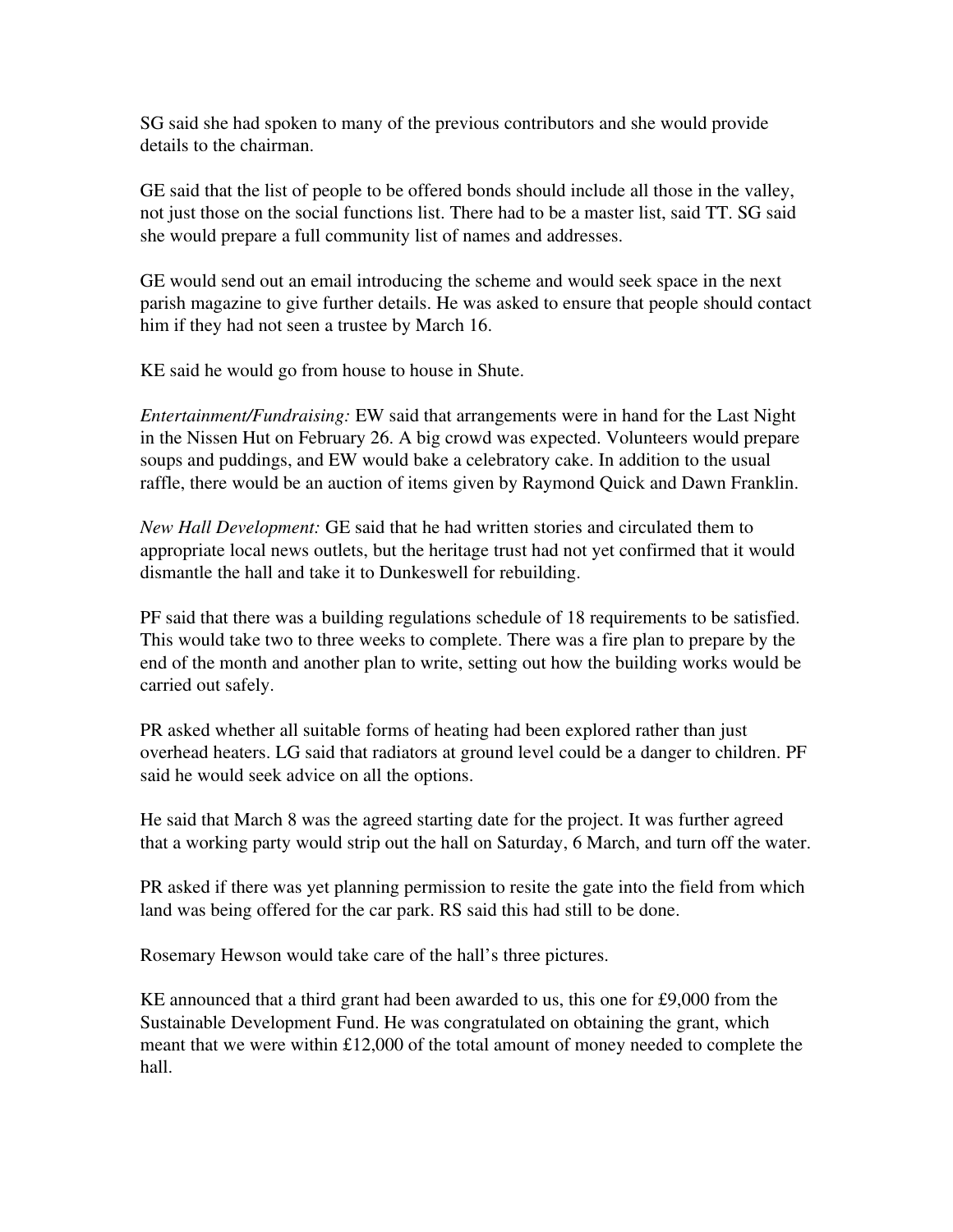SG said she had spoken to many of the previous contributors and she would provide details to the chairman.

GE said that the list of people to be offered bonds should include all those in the valley, not just those on the social functions list. There had to be a master list, said TT. SG said she would prepare a full community list of names and addresses.

GE would send out an email introducing the scheme and would seek space in the next parish magazine to give further details. He was asked to ensure that people should contact him if they had not seen a trustee by March 16.

KE said he would go from house to house in Shute.

*Entertainment/Fundraising:* EW said that arrangements were in hand for the Last Night in the Nissen Hut on February 26. A big crowd was expected. Volunteers would prepare soups and puddings, and EW would bake a celebratory cake. In addition to the usual raffle, there would be an auction of items given by Raymond Quick and Dawn Franklin.

*New Hall Development:* GE said that he had written stories and circulated them to appropriate local news outlets, but the heritage trust had not yet confirmed that it would dismantle the hall and take it to Dunkeswell for rebuilding.

PF said that there was a building regulations schedule of 18 requirements to be satisfied. This would take two to three weeks to complete. There was a fire plan to prepare by the end of the month and another plan to write, setting out how the building works would be carried out safely.

PR asked whether all suitable forms of heating had been explored rather than just overhead heaters. LG said that radiators at ground level could be a danger to children. PF said he would seek advice on all the options.

He said that March 8 was the agreed starting date for the project. It was further agreed that a working party would strip out the hall on Saturday, 6 March, and turn off the water.

PR asked if there was yet planning permission to resite the gate into the field from which land was being offered for the car park. RS said this had still to be done.

Rosemary Hewson would take care of the hall's three pictures.

KE announced that a third grant had been awarded to us, this one for £9,000 from the Sustainable Development Fund. He was congratulated on obtaining the grant, which meant that we were within £12,000 of the total amount of money needed to complete the hall.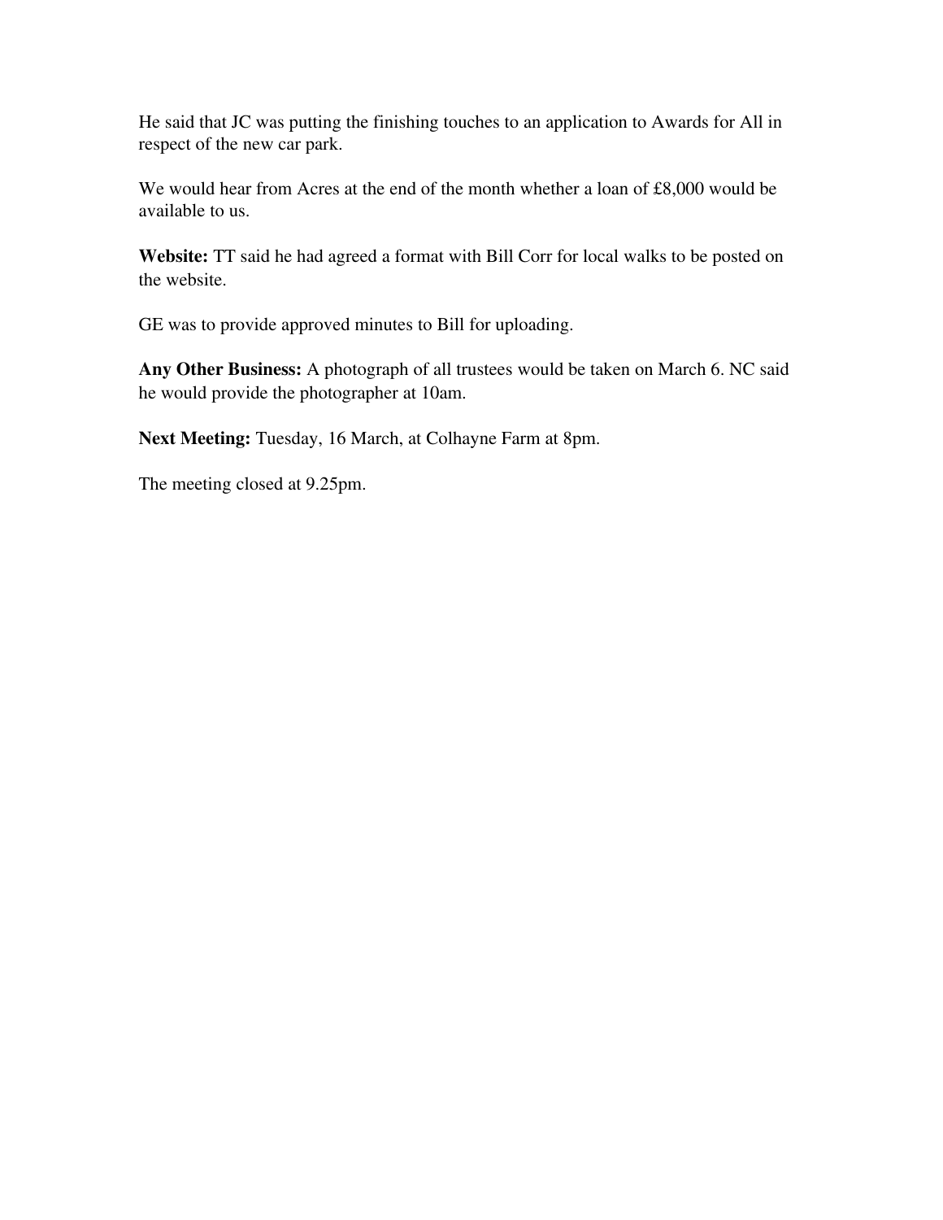He said that JC was putting the finishing touches to an application to Awards for All in respect of the new car park.

We would hear from Acres at the end of the month whether a loan of £8,000 would be available to us.

**Website:** TT said he had agreed a format with Bill Corr for local walks to be posted on the website.

GE was to provide approved minutes to Bill for uploading.

**Any Other Business:** A photograph of all trustees would be taken on March 6. NC said he would provide the photographer at 10am.

**Next Meeting:** Tuesday, 16 March, at Colhayne Farm at 8pm.

The meeting closed at 9.25pm.